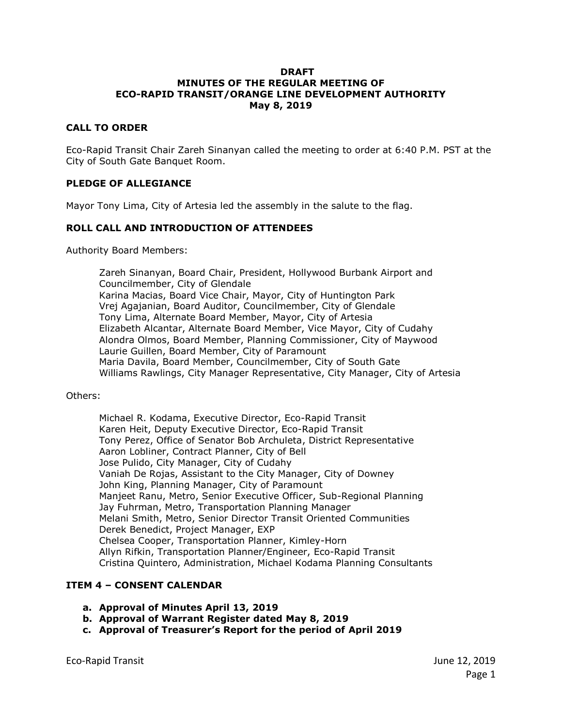**DRAFT**
**MINUTES OF THE REGULAR MEETING OF**
**ECO-RAPID TRANSIT/ORANGE LINE DEVELOPMENT AUTHORITY**
**May 8, 2019**

## CALL TO ORDER

Eco-Rapid Transit Chair Zareh Sinanyan called the meeting to order at 6:40 P.M. PST at the City of South Gate Banquet Room.

## PLEDGE OF ALLEGIANCE

Mayor Tony Lima, City of Artesia led the assembly in the salute to the flag.

## ROLL CALL AND INTRODUCTION OF ATTENDEES

Authority Board Members:

Zareh Sinanyan, Board Chair, President, Hollywood Burbank Airport and Councilmember, City of Glendale
Karina Macias, Board Vice Chair, Mayor, City of Huntington Park
Vrej Agajanian, Board Auditor, Councilmember, City of Glendale
Tony Lima, Alternate Board Member, Mayor, City of Artesia
Elizabeth Alcantar, Alternate Board Member, Vice Mayor, City of Cudahy
Alondra Olmos, Board Member, Planning Commissioner, City of Maywood
Laurie Guillen, Board Member, City of Paramount
Maria Davila, Board Member, Councilmember, City of South Gate
Williams Rawlings, City Manager Representative, City Manager, City of Artesia

Others:

Michael R. Kodama, Executive Director, Eco-Rapid Transit
Karen Heit, Deputy Executive Director, Eco-Rapid Transit
Tony Perez, Office of Senator Bob Archuleta, District Representative
Aaron Lobliner, Contract Planner, City of Bell
Jose Pulido, City Manager, City of Cudahy
Vaniah De Rojas, Assistant to the City Manager, City of Downey
John King, Planning Manager, City of Paramount
Manjeet Ranu, Metro, Senior Executive Officer, Sub-Regional Planning
Jay Fuhrman, Metro, Transportation Planning Manager
Melani Smith, Metro, Senior Director Transit Oriented Communities
Derek Benedict, Project Manager, EXP
Chelsea Cooper, Transportation Planner, Kimley-Horn
Allyn Rifkin, Transportation Planner/Engineer, Eco-Rapid Transit
Cristina Quintero, Administration, Michael Kodama Planning Consultants

## ITEM 4 – CONSENT CALENDAR

a. **Approval of Minutes April 13, 2019**
b. **Approval of Warrant Register dated May 8, 2019**
c. **Approval of Treasurer's Report for the period of April 2019**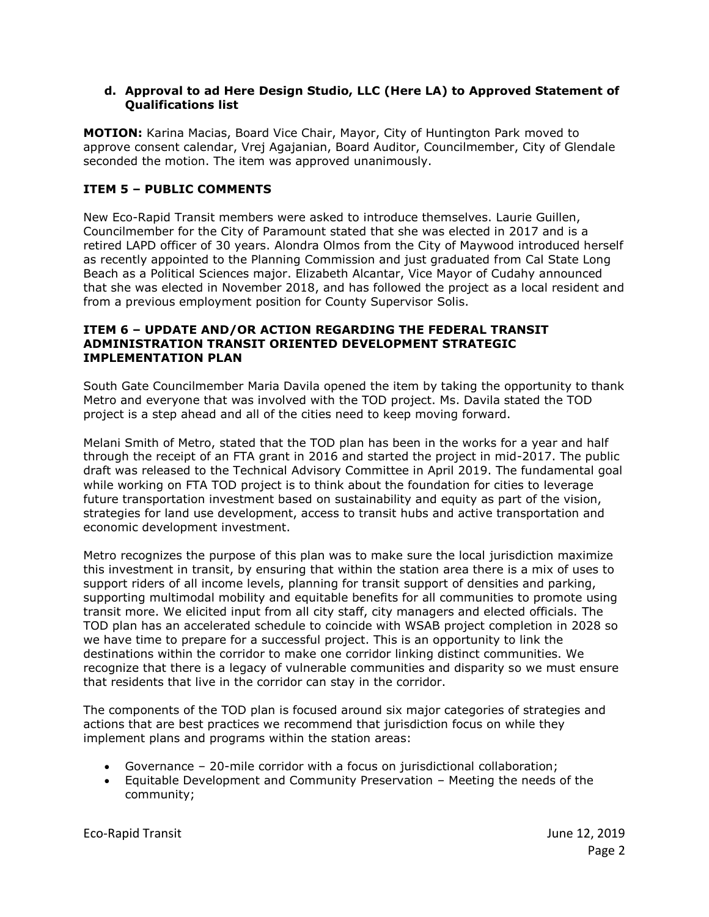**d. Approval to ad Here Design Studio, LLC (Here LA) to Approved Statement of Qualifications list**

**MOTION:** Karina Macias, Board Vice Chair, Mayor, City of Huntington Park moved to approve consent calendar, Vrej Agajanian, Board Auditor, Councilmember, City of Glendale seconded the motion. The item was approved unanimously.

### ITEM 5 – PUBLIC COMMENTS

New Eco-Rapid Transit members were asked to introduce themselves. Laurie Guillen, Councilmember for the City of Paramount stated that she was elected in 2017 and is a retired LAPD officer of 30 years. Alondra Olmos from the City of Maywood introduced herself as recently appointed to the Planning Commission and just graduated from Cal State Long Beach as a Political Sciences major. Elizabeth Alcantar, Vice Mayor of Cudahy announced that she was elected in November 2018, and has followed the project as a local resident and from a previous employment position for County Supervisor Solis.

### ITEM 6 – UPDATE AND/OR ACTION REGARDING THE FEDERAL TRANSIT ADMINISTRATION TRANSIT ORIENTED DEVELOPMENT STRATEGIC IMPLEMENTATION PLAN

South Gate Councilmember Maria Davila opened the item by taking the opportunity to thank Metro and everyone that was involved with the TOD project. Ms. Davila stated the TOD project is a step ahead and all of the cities need to keep moving forward.

Melani Smith of Metro, stated that the TOD plan has been in the works for a year and half through the receipt of an FTA grant in 2016 and started the project in mid-2017. The public draft was released to the Technical Advisory Committee in April 2019. The fundamental goal while working on FTA TOD project is to think about the foundation for cities to leverage future transportation investment based on sustainability and equity as part of the vision, strategies for land use development, access to transit hubs and active transportation and economic development investment.

Metro recognizes the purpose of this plan was to make sure the local jurisdiction maximize this investment in transit, by ensuring that within the station area there is a mix of uses to support riders of all income levels, planning for transit support of densities and parking, supporting multimodal mobility and equitable benefits for all communities to promote using transit more. We elicited input from all city staff, city managers and elected officials. The TOD plan has an accelerated schedule to coincide with WSAB project completion in 2028 so we have time to prepare for a successful project. This is an opportunity to link the destinations within the corridor to make one corridor linking distinct communities. We recognize that there is a legacy of vulnerable communities and disparity so we must ensure that residents that live in the corridor can stay in the corridor.

The components of the TOD plan is focused around six major categories of strategies and actions that are best practices we recommend that jurisdiction focus on while they implement plans and programs within the station areas:

- Governance – 20-mile corridor with a focus on jurisdictional collaboration;
- Equitable Development and Community Preservation – Meeting the needs of the community;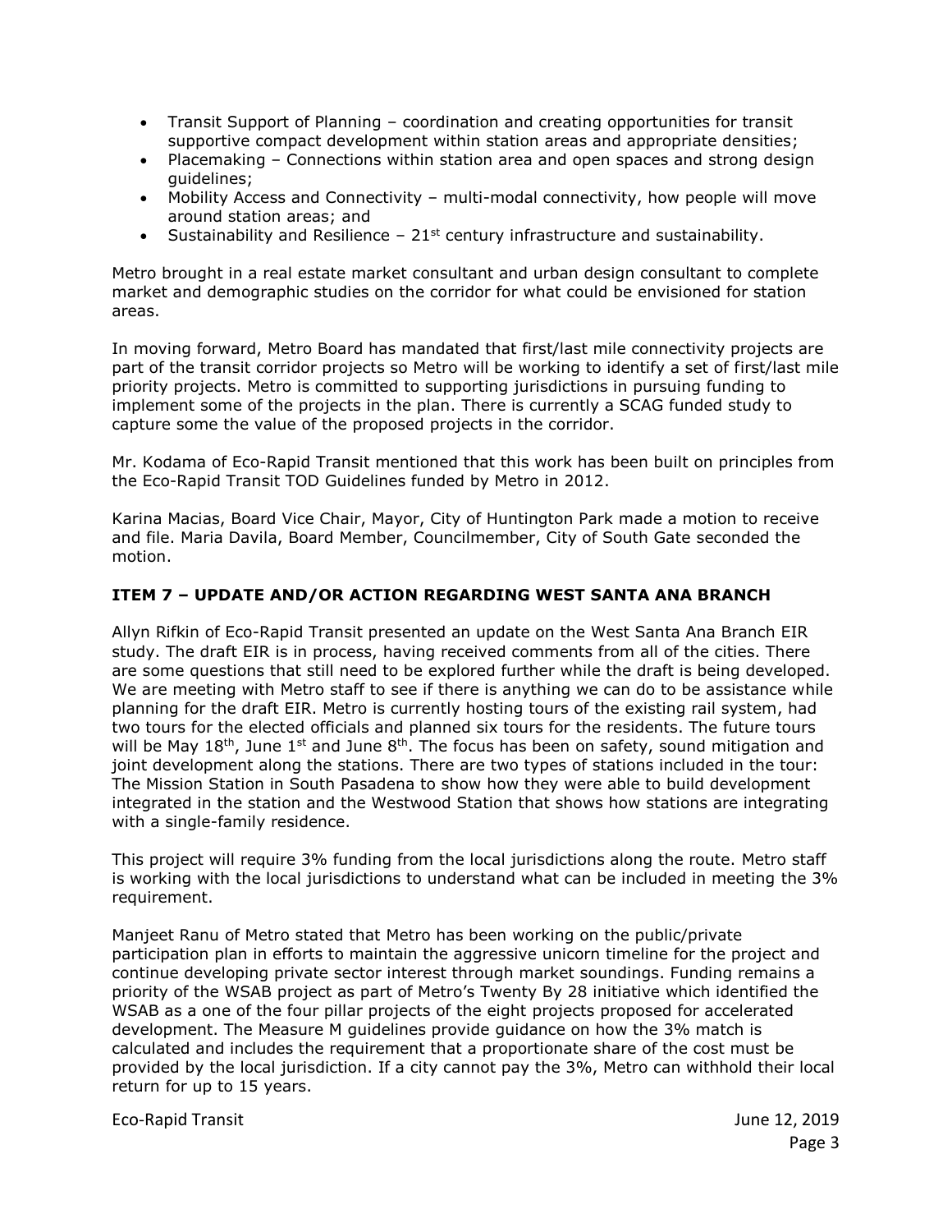- Transit Support of Planning – coordination and creating opportunities for transit supportive compact development within station areas and appropriate densities;
- Placemaking – Connections within station area and open spaces and strong design guidelines;
- Mobility Access and Connectivity – multi-modal connectivity, how people will move around station areas; and
- Sustainability and Resilience – 21st century infrastructure and sustainability.

Metro brought in a real estate market consultant and urban design consultant to complete market and demographic studies on the corridor for what could be envisioned for station areas.

In moving forward, Metro Board has mandated that first/last mile connectivity projects are part of the transit corridor projects so Metro will be working to identify a set of first/last mile priority projects. Metro is committed to supporting jurisdictions in pursuing funding to implement some of the projects in the plan. There is currently a SCAG funded study to capture some the value of the proposed projects in the corridor.

Mr. Kodama of Eco-Rapid Transit mentioned that this work has been built on principles from the Eco-Rapid Transit TOD Guidelines funded by Metro in 2012.

Karina Macias, Board Vice Chair, Mayor, City of Huntington Park made a motion to receive and file. Maria Davila, Board Member, Councilmember, City of South Gate seconded the motion.

### ITEM 7 – UPDATE AND/OR ACTION REGARDING WEST SANTA ANA BRANCH

Allyn Rifkin of Eco-Rapid Transit presented an update on the West Santa Ana Branch EIR study. The draft EIR is in process, having received comments from all of the cities. There are some questions that still need to be explored further while the draft is being developed. We are meeting with Metro staff to see if there is anything we can do to be assistance while planning for the draft EIR. Metro is currently hosting tours of the existing rail system, had two tours for the elected officials and planned six tours for the residents. The future tours will be May 18th, June 1st and June 8th. The focus has been on safety, sound mitigation and joint development along the stations. There are two types of stations included in the tour: The Mission Station in South Pasadena to show how they were able to build development integrated in the station and the Westwood Station that shows how stations are integrating with a single-family residence.

This project will require 3% funding from the local jurisdictions along the route. Metro staff is working with the local jurisdictions to understand what can be included in meeting the 3% requirement.

Manjeet Ranu of Metro stated that Metro has been working on the public/private participation plan in efforts to maintain the aggressive unicorn timeline for the project and continue developing private sector interest through market soundings. Funding remains a priority of the WSAB project as part of Metro's Twenty By 28 initiative which identified the WSAB as a one of the four pillar projects of the eight projects proposed for accelerated development. The Measure M guidelines provide guidance on how the 3% match is calculated and includes the requirement that a proportionate share of the cost must be provided by the local jurisdiction. If a city cannot pay the 3%, Metro can withhold their local return for up to 15 years.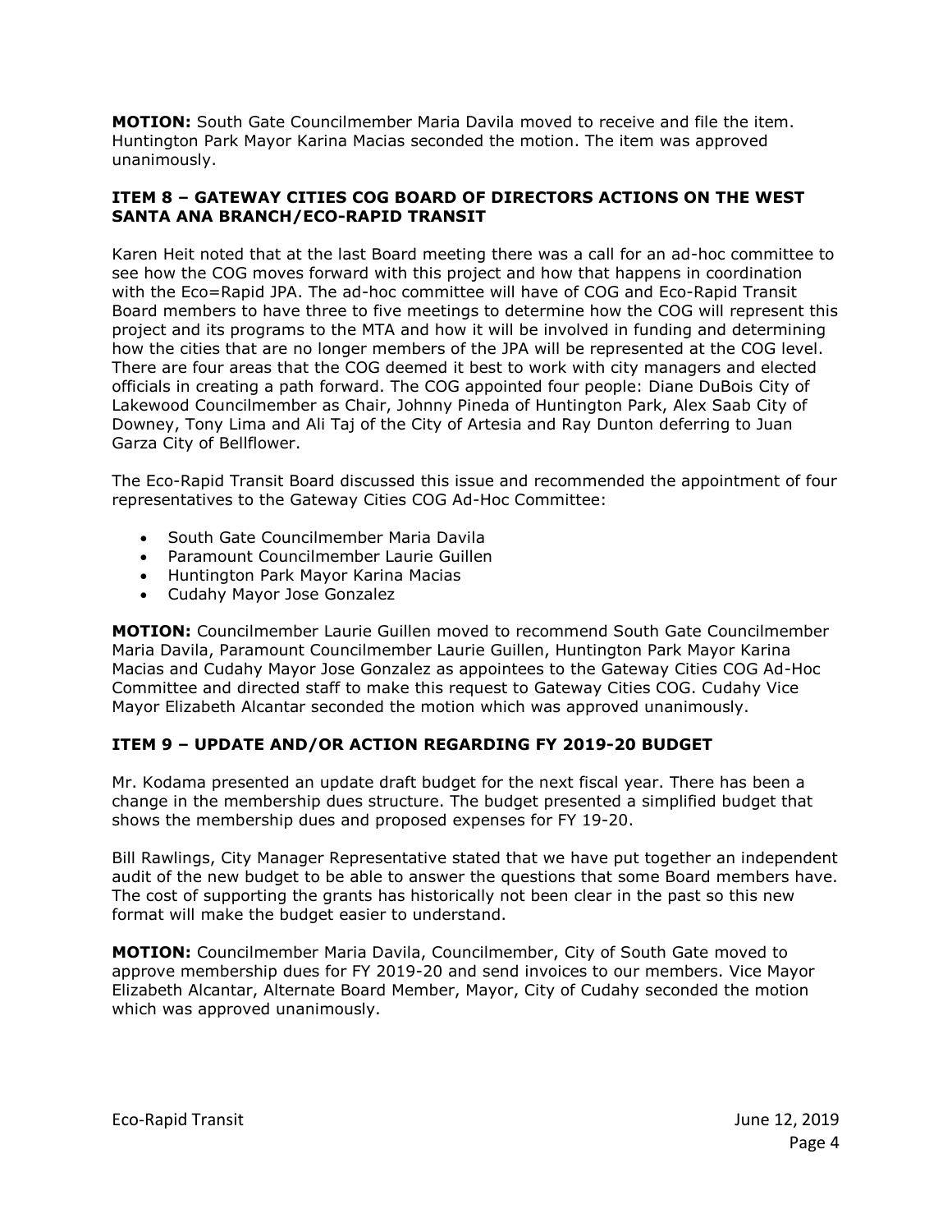**MOTION:** South Gate Councilmember Maria Davila moved to receive and file the item. Huntington Park Mayor Karina Macias seconded the motion. The item was approved unanimously.

### ITEM 8 – GATEWAY CITIES COG BOARD OF DIRECTORS ACTIONS ON THE WEST SANTA ANA BRANCH/ECO-RAPID TRANSIT

Karen Heit noted that at the last Board meeting there was a call for an ad-hoc committee to see how the COG moves forward with this project and how that happens in coordination with the Eco=Rapid JPA. The ad-hoc committee will have of COG and Eco-Rapid Transit Board members to have three to five meetings to determine how the COG will represent this project and its programs to the MTA and how it will be involved in funding and determining how the cities that are no longer members of the JPA will be represented at the COG level. There are four areas that the COG deemed it best to work with city managers and elected officials in creating a path forward. The COG appointed four people: Diane DuBois City of Lakewood Councilmember as Chair, Johnny Pineda of Huntington Park, Alex Saab City of Downey, Tony Lima and Ali Taj of the City of Artesia and Ray Dunton deferring to Juan Garza City of Bellflower.

The Eco-Rapid Transit Board discussed this issue and recommended the appointment of four representatives to the Gateway Cities COG Ad-Hoc Committee:

- South Gate Councilmember Maria Davila
- Paramount Councilmember Laurie Guillen
- Huntington Park Mayor Karina Macias
- Cudahy Mayor Jose Gonzalez

**MOTION:** Councilmember Laurie Guillen moved to recommend South Gate Councilmember Maria Davila, Paramount Councilmember Laurie Guillen, Huntington Park Mayor Karina Macias and Cudahy Mayor Jose Gonzalez as appointees to the Gateway Cities COG Ad-Hoc Committee and directed staff to make this request to Gateway Cities COG. Cudahy Vice Mayor Elizabeth Alcantar seconded the motion which was approved unanimously.

### ITEM 9 – UPDATE AND/OR ACTION REGARDING FY 2019-20 BUDGET

Mr. Kodama presented an update draft budget for the next fiscal year. There has been a change in the membership dues structure. The budget presented a simplified budget that shows the membership dues and proposed expenses for FY 19-20.

Bill Rawlings, City Manager Representative stated that we have put together an independent audit of the new budget to be able to answer the questions that some Board members have. The cost of supporting the grants has historically not been clear in the past so this new format will make the budget easier to understand.

**MOTION:** Councilmember Maria Davila, Councilmember, City of South Gate moved to approve membership dues for FY 2019-20 and send invoices to our members. Vice Mayor Elizabeth Alcantar, Alternate Board Member, Mayor, City of Cudahy seconded the motion which was approved unanimously.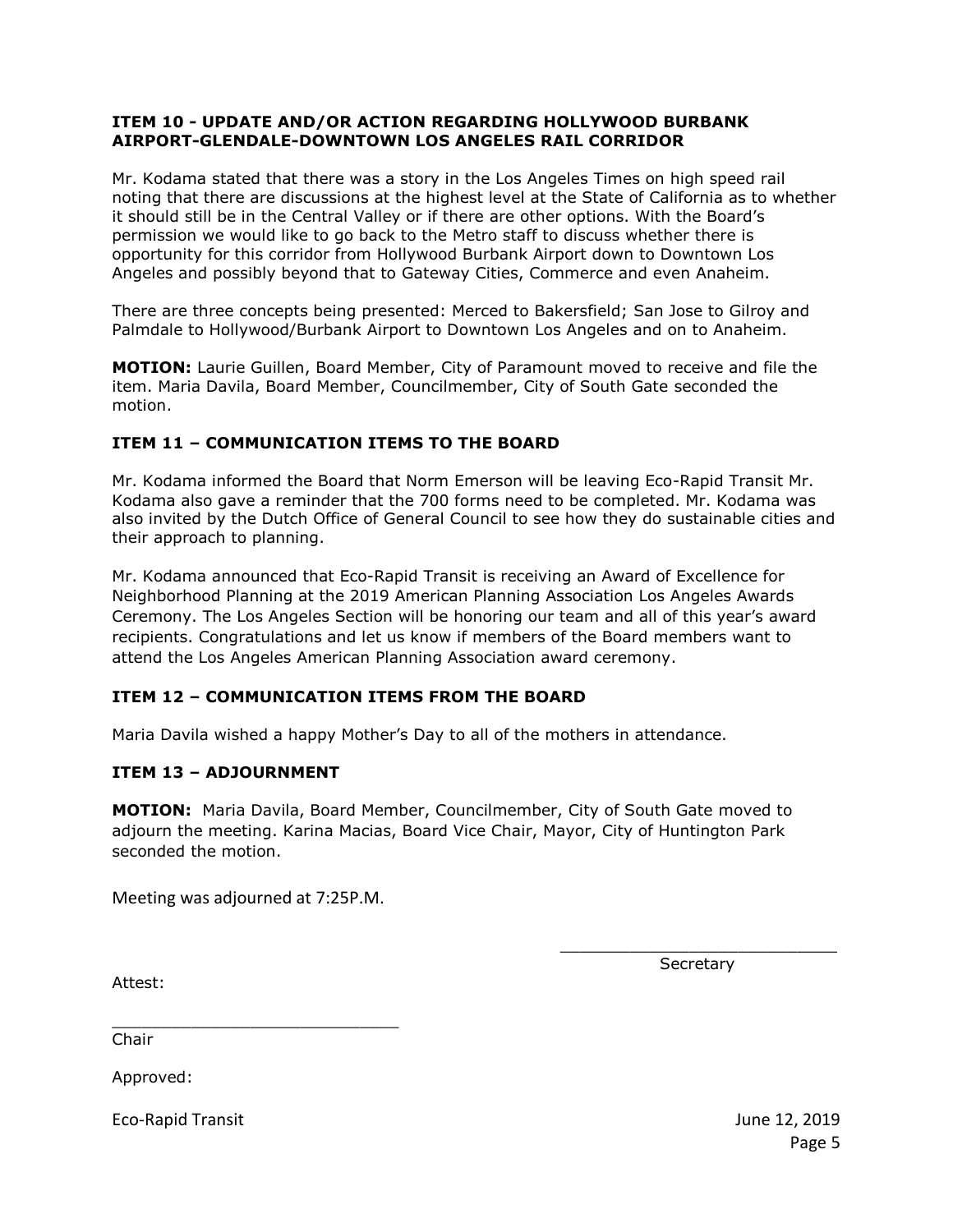**ITEM 10 - UPDATE AND/OR ACTION REGARDING HOLLYWOOD BURBANK AIRPORT-GLENDALE-DOWNTOWN LOS ANGELES RAIL CORRIDOR**

Mr. Kodama stated that there was a story in the Los Angeles Times on high speed rail noting that there are discussions at the highest level at the State of California as to whether it should still be in the Central Valley or if there are other options. With the Board's permission we would like to go back to the Metro staff to discuss whether there is opportunity for this corridor from Hollywood Burbank Airport down to Downtown Los Angeles and possibly beyond that to Gateway Cities, Commerce and even Anaheim.

There are three concepts being presented: Merced to Bakersfield; San Jose to Gilroy and Palmdale to Hollywood/Burbank Airport to Downtown Los Angeles and on to Anaheim.

**MOTION:** Laurie Guillen, Board Member, City of Paramount moved to receive and file the item. Maria Davila, Board Member, Councilmember, City of South Gate seconded the motion.

**ITEM 11 – COMMUNICATION ITEMS TO THE BOARD**

Mr. Kodama informed the Board that Norm Emerson will be leaving Eco-Rapid Transit Mr. Kodama also gave a reminder that the 700 forms need to be completed. Mr. Kodama was also invited by the Dutch Office of General Council to see how they do sustainable cities and their approach to planning.

Mr. Kodama announced that Eco-Rapid Transit is receiving an Award of Excellence for Neighborhood Planning at the 2019 American Planning Association Los Angeles Awards Ceremony. The Los Angeles Section will be honoring our team and all of this year's award recipients. Congratulations and let us know if members of the Board members want to attend the Los Angeles American Planning Association award ceremony.

**ITEM 12 – COMMUNICATION ITEMS FROM THE BOARD**

Maria Davila wished a happy Mother's Day to all of the mothers in attendance.

**ITEM 13 – ADJOURNMENT**

**MOTION:** Maria Davila, Board Member, Councilmember, City of South Gate moved to adjourn the meeting. Karina Macias, Board Vice Chair, Mayor, City of Huntington Park seconded the motion.

Meeting was adjourned at 7:25P.M.

\_\_\_\_\_\_\_\_\_\_\_\_\_\_\_\_\_\_\_\_\_\_\_\_\_\_\_\_\_\_

Secretary

Attest:

\_\_\_\_\_\_\_\_\_\_\_\_\_\_\_\_\_\_\_\_\_\_\_\_\_\_\_\_\_\_

Chair

Approved:

Eco-Rapid Transit June 12, 2019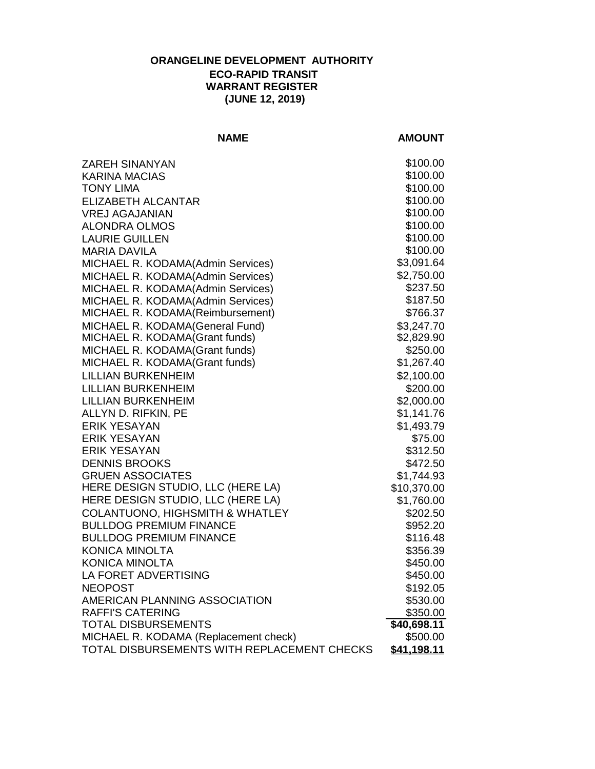**ORANGELINE DEVELOPMENT AUTHORITY**
**ECO-RAPID TRANSIT**
**WARRANT REGISTER**
**(JUNE 12, 2019)**

| NAME | AMOUNT |
|---|---|
| ZAREH SINANYAN | $100.00 |
| KARINA MACIAS | $100.00 |
| TONY LIMA | $100.00 |
| ELIZABETH ALCANTAR | $100.00 |
| VREJ AGAJANIAN | $100.00 |
| ALONDRA OLMOS | $100.00 |
| LAURIE GUILLEN | $100.00 |
| MARIA DAVILA | $100.00 |
| MICHAEL R. KODAMA(Admin Services) | $3,091.64 |
| MICHAEL R. KODAMA(Admin Services) | $2,750.00 |
| MICHAEL R. KODAMA(Admin Services) | $237.50 |
| MICHAEL R. KODAMA(Admin Services) | $187.50 |
| MICHAEL R. KODAMA(Reimbursement) | $766.37 |
| MICHAEL R. KODAMA(General Fund) | $3,247.70 |
| MICHAEL R. KODAMA(Grant funds) | $2,829.90 |
| MICHAEL R. KODAMA(Grant funds) | $250.00 |
| MICHAEL R. KODAMA(Grant funds) | $1,267.40 |
| LILLIAN BURKENHEIM | $2,100.00 |
| LILLIAN BURKENHEIM | $200.00 |
| LILLIAN BURKENHEIM | $2,000.00 |
| ALLYN D. RIFKIN, PE | $1,141.76 |
| ERIK YESAYAN | $1,493.79 |
| ERIK YESAYAN | $75.00 |
| ERIK YESAYAN | $312.50 |
| DENNIS BROOKS | $472.50 |
| GRUEN ASSOCIATES | $1,744.93 |
| HERE DESIGN STUDIO, LLC (HERE LA) | $10,370.00 |
| HERE DESIGN STUDIO, LLC (HERE LA) | $1,760.00 |
| COLANTUONO, HIGHSMITH & WHATLEY | $202.50 |
| BULLDOG PREMIUM FINANCE | $952.20 |
| BULLDOG PREMIUM FINANCE | $116.48 |
| KONICA MINOLTA | $356.39 |
| KONICA MINOLTA | $450.00 |
| LA FORET ADVERTISING | $450.00 |
| NEOPOST | $192.05 |
| AMERICAN PLANNING ASSOCIATION | $530.00 |
| RAFFI'S CATERING | $350.00 |
| TOTAL DISBURSEMENTS | **$40,698.11** |
| MICHAEL R. KODAMA (Replacement check) | $500.00 |
| TOTAL DISBURSEMENTS WITH REPLACEMENT CHECKS | **$41,198.11** |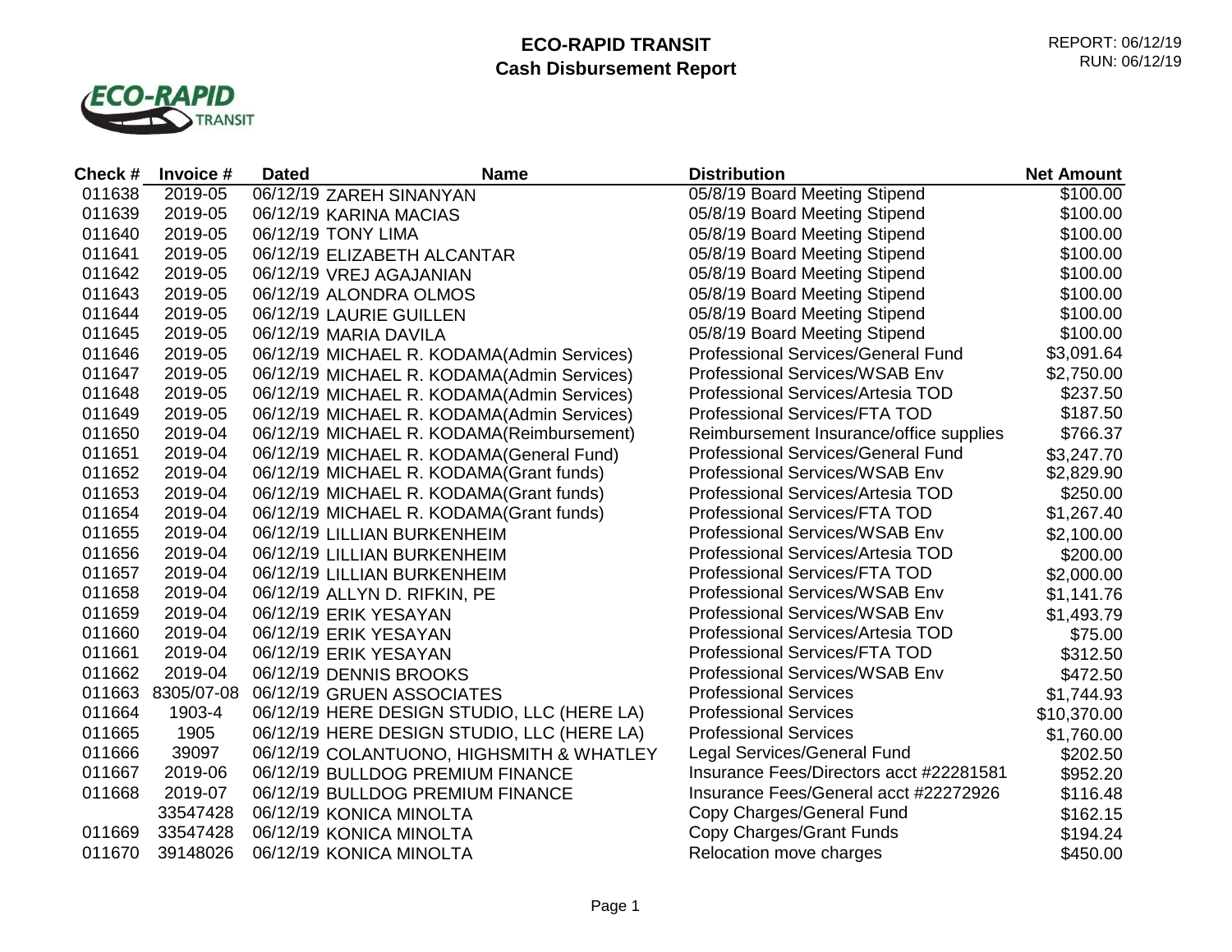# ECO-RAPID TRANSIT

## Cash Disbursement Report

REPORT: 06/12/19
RUN: 06/12/19

| Check # | Invoice # | Dated | Name | Distribution | Net Amount |
|---|---|---|---|---|---|
| 011638 | 2019-05 | 06/12/19 | ZAREH SINANYAN | 05/8/19 Board Meeting Stipend | $100.00 |
| 011639 | 2019-05 | 06/12/19 | KARINA MACIAS | 05/8/19 Board Meeting Stipend | $100.00 |
| 011640 | 2019-05 | 06/12/19 | TONY LIMA | 05/8/19 Board Meeting Stipend | $100.00 |
| 011641 | 2019-05 | 06/12/19 | ELIZABETH ALCANTAR | 05/8/19 Board Meeting Stipend | $100.00 |
| 011642 | 2019-05 | 06/12/19 | VREJ AGAJANIAN | 05/8/19 Board Meeting Stipend | $100.00 |
| 011643 | 2019-05 | 06/12/19 | ALONDRA OLMOS | 05/8/19 Board Meeting Stipend | $100.00 |
| 011644 | 2019-05 | 06/12/19 | LAURIE GUILLEN | 05/8/19 Board Meeting Stipend | $100.00 |
| 011645 | 2019-05 | 06/12/19 | MARIA DAVILA | 05/8/19 Board Meeting Stipend | $100.00 |
| 011646 | 2019-05 | 06/12/19 | MICHAEL R. KODAMA(Admin Services) | Professional Services/General Fund | $3,091.64 |
| 011647 | 2019-05 | 06/12/19 | MICHAEL R. KODAMA(Admin Services) | Professional Services/WSAB Env | $2,750.00 |
| 011648 | 2019-05 | 06/12/19 | MICHAEL R. KODAMA(Admin Services) | Professional Services/Artesia TOD | $237.50 |
| 011649 | 2019-05 | 06/12/19 | MICHAEL R. KODAMA(Admin Services) | Professional Services/FTA TOD | $187.50 |
| 011650 | 2019-04 | 06/12/19 | MICHAEL R. KODAMA(Reimbursement) | Reimbursement Insurance/office supplies | $766.37 |
| 011651 | 2019-04 | 06/12/19 | MICHAEL R. KODAMA(General Fund) | Professional Services/General Fund | $3,247.70 |
| 011652 | 2019-04 | 06/12/19 | MICHAEL R. KODAMA(Grant funds) | Professional Services/WSAB Env | $2,829.90 |
| 011653 | 2019-04 | 06/12/19 | MICHAEL R. KODAMA(Grant funds) | Professional Services/Artesia TOD | $250.00 |
| 011654 | 2019-04 | 06/12/19 | MICHAEL R. KODAMA(Grant funds) | Professional Services/FTA TOD | $1,267.40 |
| 011655 | 2019-04 | 06/12/19 | LILLIAN BURKENHEIM | Professional Services/WSAB Env | $2,100.00 |
| 011656 | 2019-04 | 06/12/19 | LILLIAN BURKENHEIM | Professional Services/Artesia TOD | $200.00 |
| 011657 | 2019-04 | 06/12/19 | LILLIAN BURKENHEIM | Professional Services/FTA TOD | $2,000.00 |
| 011658 | 2019-04 | 06/12/19 | ALLYN D. RIFKIN, PE | Professional Services/WSAB Env | $1,141.76 |
| 011659 | 2019-04 | 06/12/19 | ERIK YESAYAN | Professional Services/WSAB Env | $1,493.79 |
| 011660 | 2019-04 | 06/12/19 | ERIK YESAYAN | Professional Services/Artesia TOD | $75.00 |
| 011661 | 2019-04 | 06/12/19 | ERIK YESAYAN | Professional Services/FTA TOD | $312.50 |
| 011662 | 2019-04 | 06/12/19 | DENNIS BROOKS | Professional Services/WSAB Env | $472.50 |
| 011663 | 8305/07-08 | 06/12/19 | GRUEN ASSOCIATES | Professional Services | $1,744.93 |
| 011664 | 1903-4 | 06/12/19 | HERE DESIGN STUDIO, LLC (HERE LA) | Professional Services | $10,370.00 |
| 011665 | 1905 | 06/12/19 | HERE DESIGN STUDIO, LLC (HERE LA) | Professional Services | $1,760.00 |
| 011666 | 39097 | 06/12/19 | COLANTUONO, HIGHSMITH & WHATLEY | Legal Services/General Fund | $202.50 |
| 011667 | 2019-06 | 06/12/19 | BULLDOG PREMIUM FINANCE | Insurance Fees/Directors acct #22281581 | $952.20 |
| 011668 | 2019-07 | 06/12/19 | BULLDOG PREMIUM FINANCE | Insurance Fees/General acct #22272926 | $116.48 |
| | 33547428 | 06/12/19 | KONICA MINOLTA | Copy Charges/General Fund | $162.15 |
| 011669 | 33547428 | 06/12/19 | KONICA MINOLTA | Copy Charges/Grant Funds | $194.24 |
| 011670 | 39148026 | 06/12/19 | KONICA MINOLTA | Relocation move charges | $450.00 |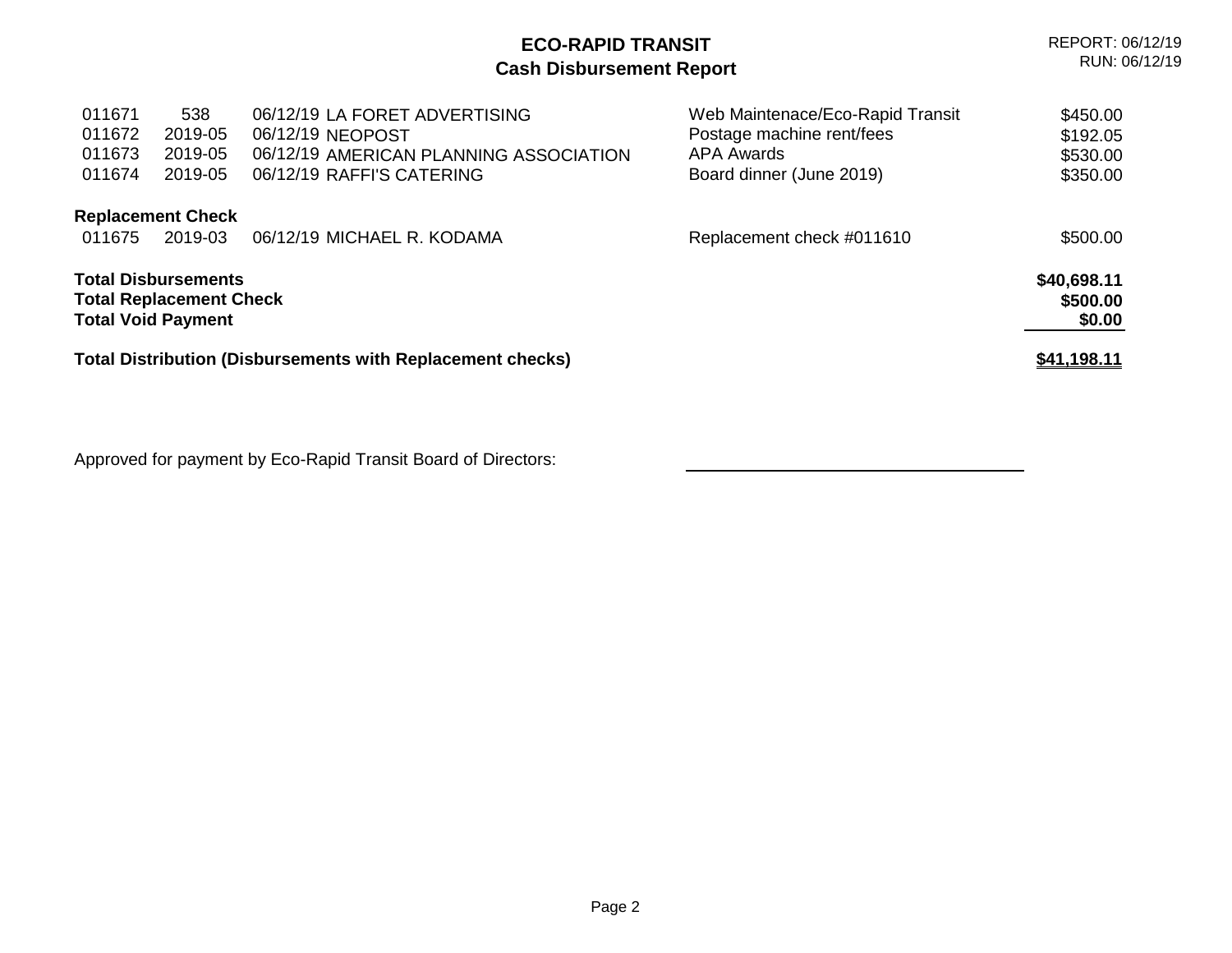# ECO-RAPID TRANSIT
## Cash Disbursement Report

REPORT: 06/12/19
RUN: 06/12/19

| | | | | | |
|---|---|---|---|---|---|
| 011671 | 538 | 06/12/19 | LA FORET ADVERTISING | Web Maintenace/Eco-Rapid Transit | $450.00 |
| 011672 | 2019-05 | 06/12/19 | NEOPOST | Postage machine rent/fees | $192.05 |
| 011673 | 2019-05 | 06/12/19 | AMERICAN PLANNING ASSOCIATION | APA Awards | $530.00 |
| 011674 | 2019-05 | 06/12/19 | RAFFI'S CATERING | Board dinner (June 2019) | $350.00 |

**Replacement Check**

| | | | | | |
|---|---|---|---|---|---|
| 011675 | 2019-03 | 06/12/19 | MICHAEL R. KODAMA | Replacement check #011610 | $500.00 |

| | |
|---|---|
| **Total Disbursements** | **$40,698.11** |
| **Total Replacement Check** | **$500.00** |
| **Total Void Payment** | **$0.00** |
| **Total Distribution (Disbursements with Replacement checks)** | **$41,198.11** |

Approved for payment by Eco-Rapid Transit Board of Directors: ______________________________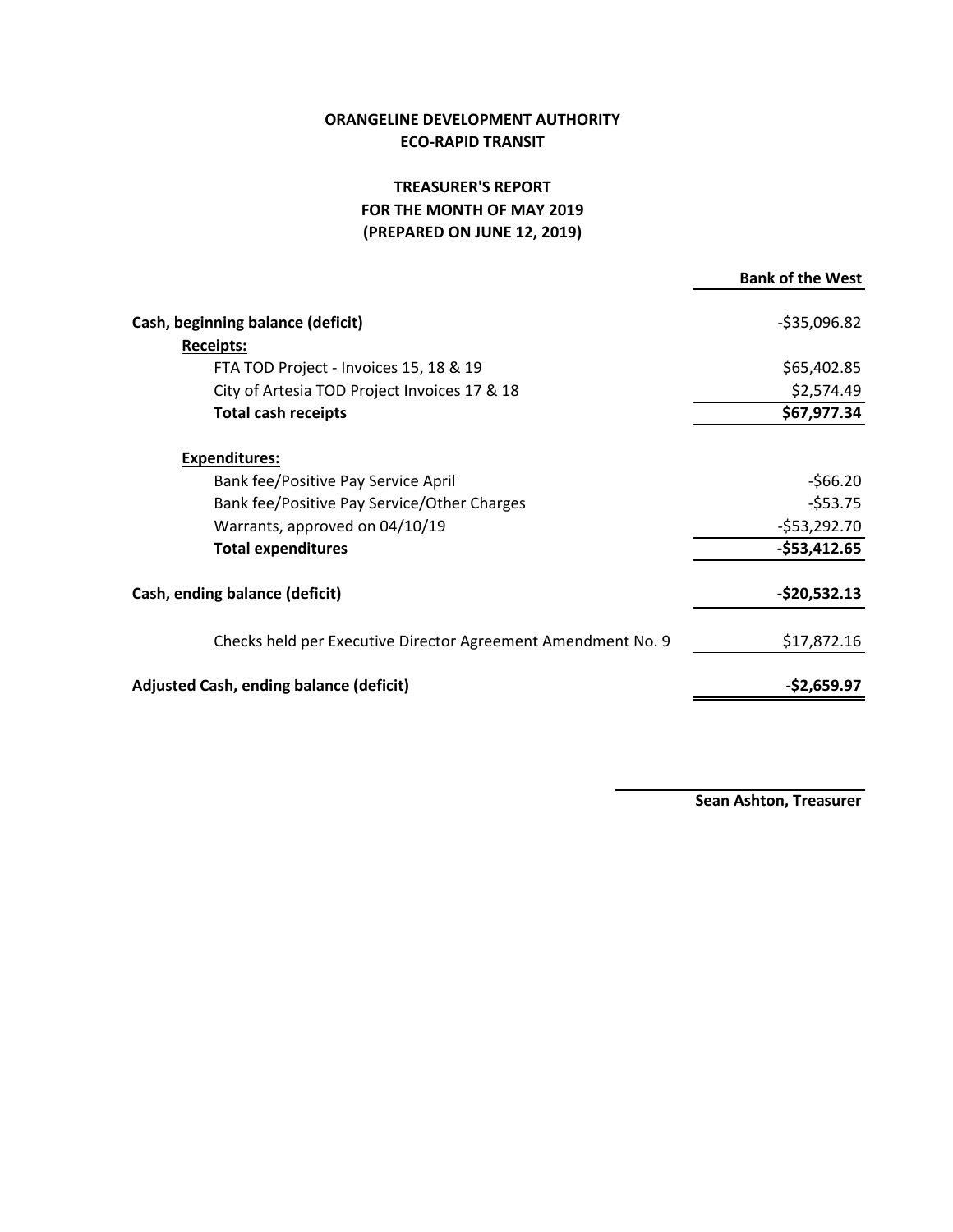**ORANGELINE DEVELOPMENT AUTHORITY**
**ECO-RAPID TRANSIT**

**TREASURER'S REPORT**
**FOR THE MONTH OF MAY 2019**
**(PREPARED ON JUNE 12, 2019)**

| | **Bank of the West** |
|---|---|
| **Cash, beginning balance (deficit)** | -$35,096.82 |
| **Receipts:** | |
| FTA TOD Project - Invoices 15, 18 & 19 | $65,402.85 |
| City of Artesia TOD Project Invoices 17 & 18 | $2,574.49 |
| **Total cash receipts** | **$67,977.34** |
| **Expenditures:** | |
| Bank fee/Positive Pay Service April | -$66.20 |
| Bank fee/Positive Pay Service/Other Charges | -$53.75 |
| Warrants, approved on 04/10/19 | -$53,292.70 |
| **Total expenditures** | **-$53,412.65** |
| **Cash, ending balance (deficit)** | **-$20,532.13** |
| Checks held per Executive Director Agreement Amendment No. 9 | $17,872.16 |
| **Adjusted Cash, ending balance (deficit)** | **-$2,659.97** |

**Sean Ashton, Treasurer**